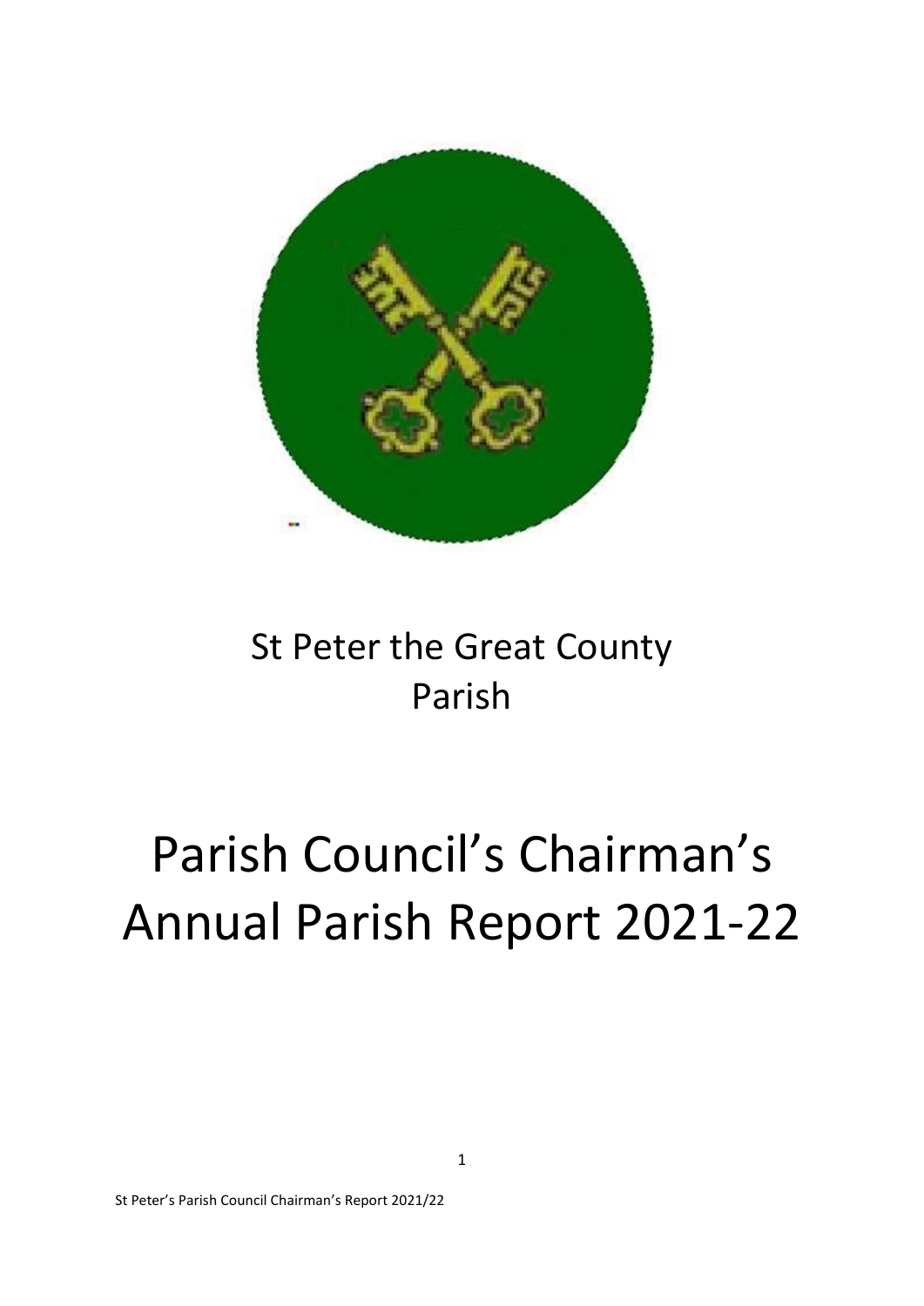St Peter the Great County Parish

# Parish Council's Chairman's Annual Parish Report 2021-22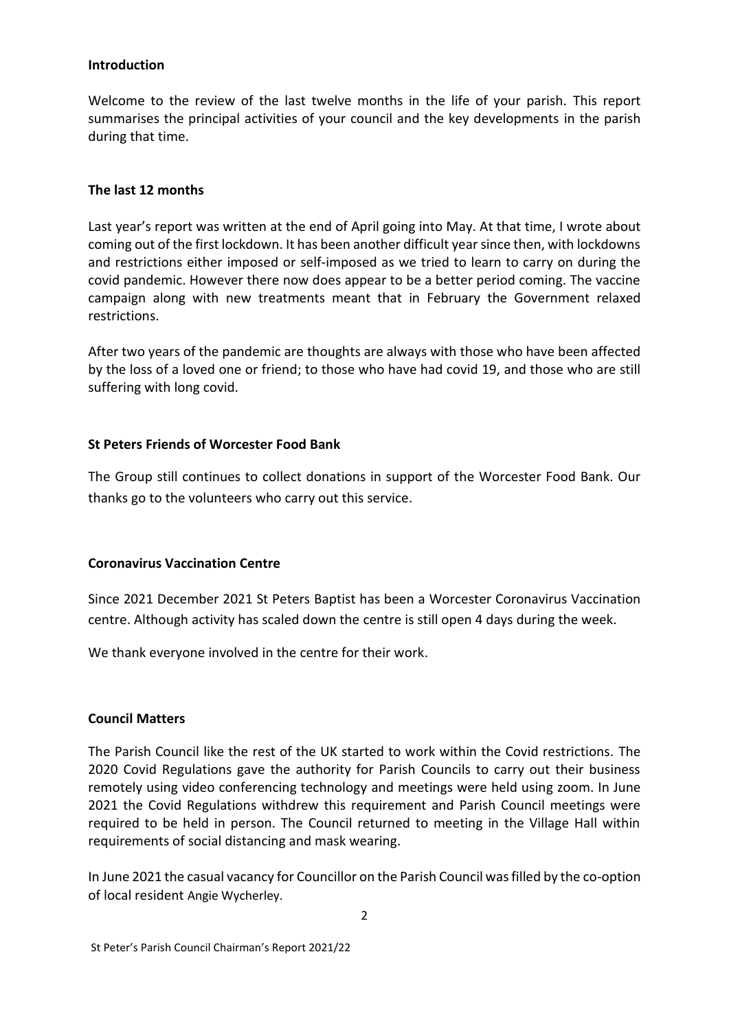## Introduction

Welcome to the review of the last twelve months in the life of your parish. This report summarises the principal activities of your council and the key developments in the parish during that time.

## The last 12 months

Last year's report was written at the end of April going into May. At that time, I wrote about coming out of the first lockdown. It has been another difficult year since then, with lockdowns and restrictions either imposed or self-imposed as we tried to learn to carry on during the covid pandemic. However there now does appear to be a better period coming. The vaccine campaign along with new treatments meant that in February the Government relaxed restrictions.

After two years of the pandemic are thoughts are always with those who have been affected by the loss of a loved one or friend; to those who have had covid 19, and those who are still suffering with long covid.

## St Peters Friends of Worcester Food Bank

The Group still continues to collect donations in support of the Worcester Food Bank. Our thanks go to the volunteers who carry out this service.

## Coronavirus Vaccination Centre

Since 2021 December 2021 St Peters Baptist has been a Worcester Coronavirus Vaccination centre. Although activity has scaled down the centre is still open 4 days during the week.

We thank everyone involved in the centre for their work.

## Council Matters

The Parish Council like the rest of the UK started to work within the Covid restrictions. The 2020 Covid Regulations gave the authority for Parish Councils to carry out their business remotely using video conferencing technology and meetings were held using zoom. In June 2021 the Covid Regulations withdrew this requirement and Parish Council meetings were required to be held in person. The Council returned to meeting in the Village Hall within requirements of social distancing and mask wearing.

In June 2021 the casual vacancy for Councillor on the Parish Council was filled by the co-option of local resident Angie Wycherley.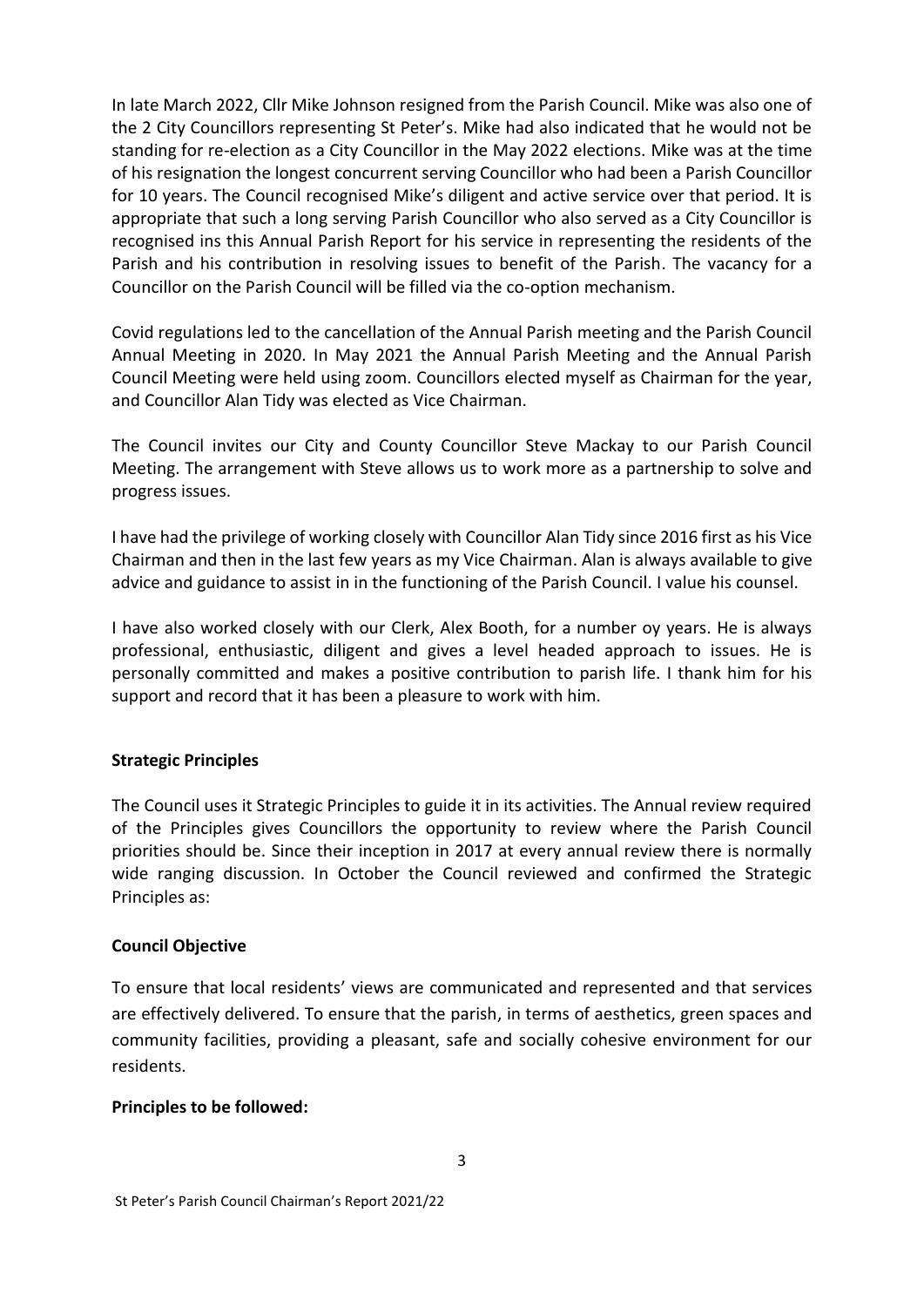In late March 2022, Cllr Mike Johnson resigned from the Parish Council. Mike was also one of the 2 City Councillors representing St Peter's. Mike had also indicated that he would not be standing for re-election as a City Councillor in the May 2022 elections. Mike was at the time of his resignation the longest concurrent serving Councillor who had been a Parish Councillor for 10 years. The Council recognised Mike's diligent and active service over that period. It is appropriate that such a long serving Parish Councillor who also served as a City Councillor is recognised ins this Annual Parish Report for his service in representing the residents of the Parish and his contribution in resolving issues to benefit of the Parish. The vacancy for a Councillor on the Parish Council will be filled via the co-option mechanism.

Covid regulations led to the cancellation of the Annual Parish meeting and the Parish Council Annual Meeting in 2020. In May 2021 the Annual Parish Meeting and the Annual Parish Council Meeting were held using zoom. Councillors elected myself as Chairman for the year, and Councillor Alan Tidy was elected as Vice Chairman.

The Council invites our City and County Councillor Steve Mackay to our Parish Council Meeting. The arrangement with Steve allows us to work more as a partnership to solve and progress issues.

I have had the privilege of working closely with Councillor Alan Tidy since 2016 first as his Vice Chairman and then in the last few years as my Vice Chairman. Alan is always available to give advice and guidance to assist in in the functioning of the Parish Council. I value his counsel.

I have also worked closely with our Clerk, Alex Booth, for a number oy years. He is always professional, enthusiastic, diligent and gives a level headed approach to issues. He is personally committed and makes a positive contribution to parish life. I thank him for his support and record that it has been a pleasure to work with him.

**Strategic Principles**

The Council uses it Strategic Principles to guide it in its activities. The Annual review required of the Principles gives Councillors the opportunity to review where the Parish Council priorities should be. Since their inception in 2017 at every annual review there is normally wide ranging discussion. In October the Council reviewed and confirmed the Strategic Principles as:

**Council Objective**

To ensure that local residents' views are communicated and represented and that services are effectively delivered. To ensure that the parish, in terms of aesthetics, green spaces and community facilities, providing a pleasant, safe and socially cohesive environment for our residents.

**Principles to be followed:**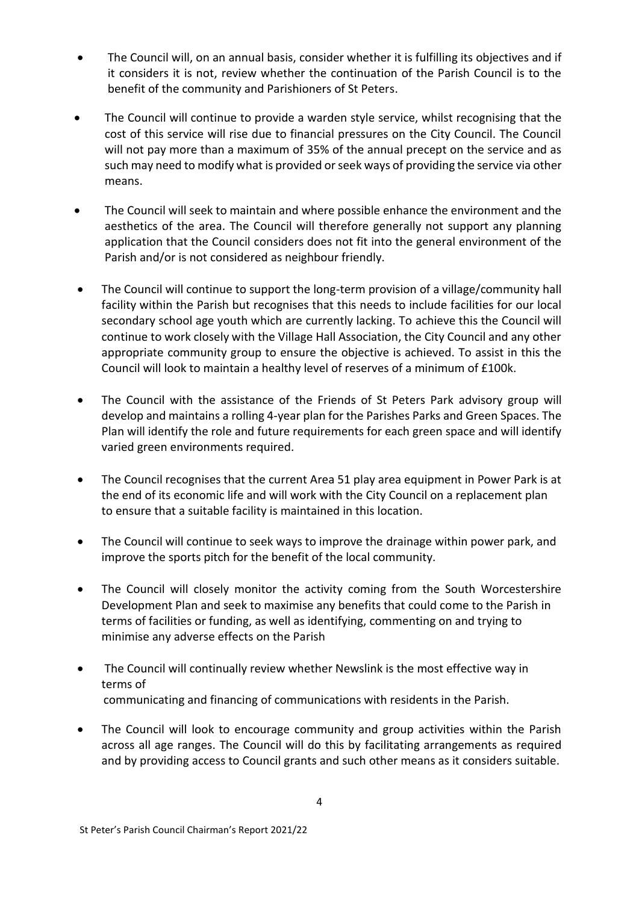- The Council will, on an annual basis, consider whether it is fulfilling its objectives and if it considers it is not, review whether the continuation of the Parish Council is to the benefit of the community and Parishioners of St Peters.

- The Council will continue to provide a warden style service, whilst recognising that the cost of this service will rise due to financial pressures on the City Council. The Council will not pay more than a maximum of 35% of the annual precept on the service and as such may need to modify what is provided or seek ways of providing the service via other means.

- The Council will seek to maintain and where possible enhance the environment and the aesthetics of the area. The Council will therefore generally not support any planning application that the Council considers does not fit into the general environment of the Parish and/or is not considered as neighbour friendly.

- The Council will continue to support the long-term provision of a village/community hall facility within the Parish but recognises that this needs to include facilities for our local secondary school age youth which are currently lacking. To achieve this the Council will continue to work closely with the Village Hall Association, the City Council and any other appropriate community group to ensure the objective is achieved. To assist in this the Council will look to maintain a healthy level of reserves of a minimum of £100k.

- The Council with the assistance of the Friends of St Peters Park advisory group will develop and maintains a rolling 4-year plan for the Parishes Parks and Green Spaces. The Plan will identify the role and future requirements for each green space and will identify varied green environments required.

- The Council recognises that the current Area 51 play area equipment in Power Park is at the end of its economic life and will work with the City Council on a replacement plan to ensure that a suitable facility is maintained in this location.

- The Council will continue to seek ways to improve the drainage within power park, and improve the sports pitch for the benefit of the local community.

- The Council will closely monitor the activity coming from the South Worcestershire Development Plan and seek to maximise any benefits that could come to the Parish in terms of facilities or funding, as well as identifying, commenting on and trying to minimise any adverse effects on the Parish

- The Council will continually review whether Newslink is the most effective way in terms of communicating and financing of communications with residents in the Parish.

- The Council will look to encourage community and group activities within the Parish across all age ranges. The Council will do this by facilitating arrangements as required and by providing access to Council grants and such other means as it considers suitable.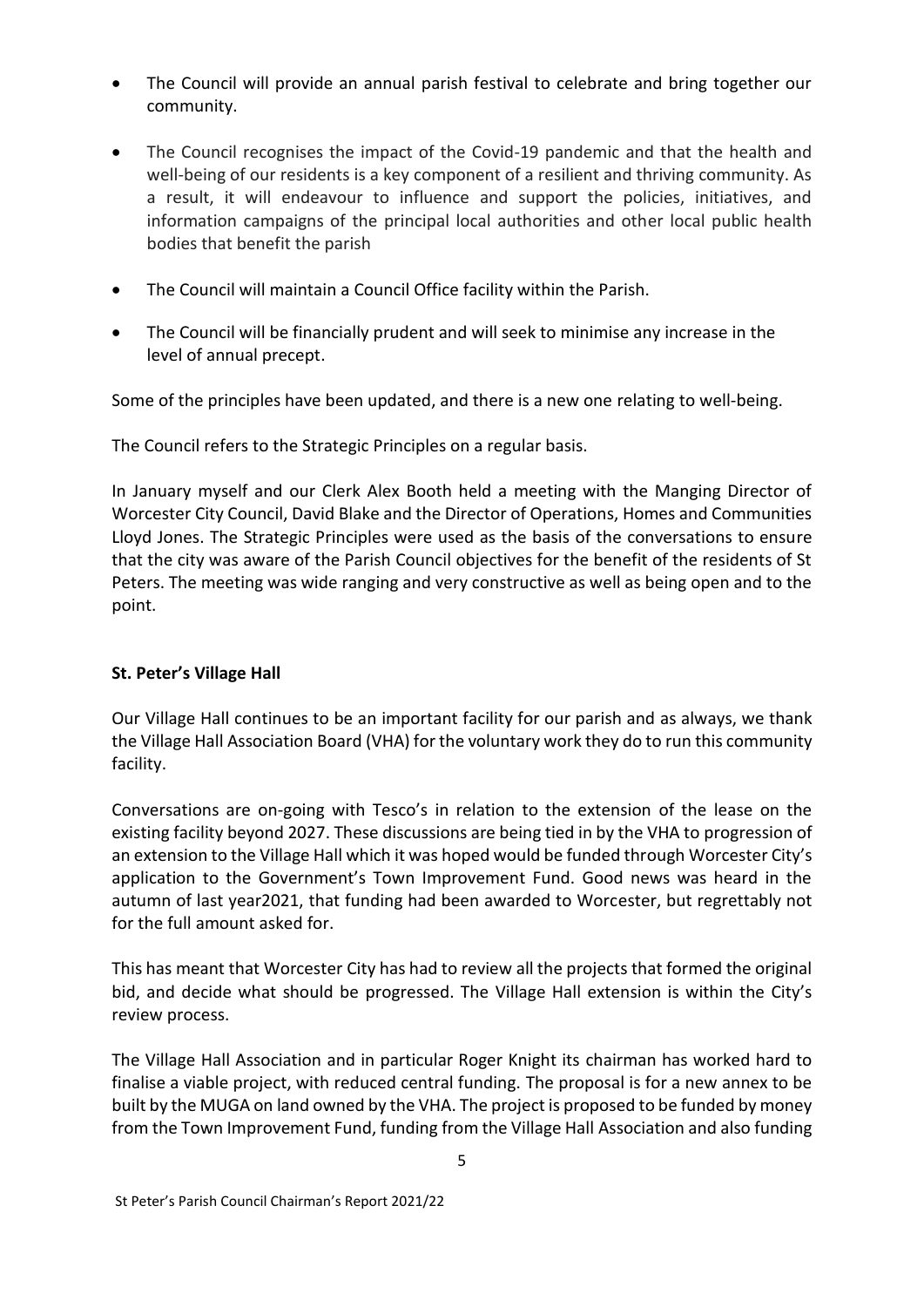- The Council will provide an annual parish festival to celebrate and bring together our community.
- The Council recognises the impact of the Covid-19 pandemic and that the health and well-being of our residents is a key component of a resilient and thriving community. As a result, it will endeavour to influence and support the policies, initiatives, and information campaigns of the principal local authorities and other local public health bodies that benefit the parish
- The Council will maintain a Council Office facility within the Parish.
- The Council will be financially prudent and will seek to minimise any increase in the level of annual precept.

Some of the principles have been updated, and there is a new one relating to well-being.

The Council refers to the Strategic Principles on a regular basis.

In January myself and our Clerk Alex Booth held a meeting with the Manging Director of Worcester City Council, David Blake and the Director of Operations, Homes and Communities Lloyd Jones. The Strategic Principles were used as the basis of the conversations to ensure that the city was aware of the Parish Council objectives for the benefit of the residents of St Peters. The meeting was wide ranging and very constructive as well as being open and to the point.

**St. Peter's Village Hall**

Our Village Hall continues to be an important facility for our parish and as always, we thank the Village Hall Association Board (VHA) for the voluntary work they do to run this community facility.

Conversations are on-going with Tesco's in relation to the extension of the lease on the existing facility beyond 2027. These discussions are being tied in by the VHA to progression of an extension to the Village Hall which it was hoped would be funded through Worcester City's application to the Government's Town Improvement Fund. Good news was heard in the autumn of last year2021, that funding had been awarded to Worcester, but regrettably not for the full amount asked for.

This has meant that Worcester City has had to review all the projects that formed the original bid, and decide what should be progressed. The Village Hall extension is within the City's review process.

The Village Hall Association and in particular Roger Knight its chairman has worked hard to finalise a viable project, with reduced central funding. The proposal is for a new annex to be built by the MUGA on land owned by the VHA. The project is proposed to be funded by money from the Town Improvement Fund, funding from the Village Hall Association and also funding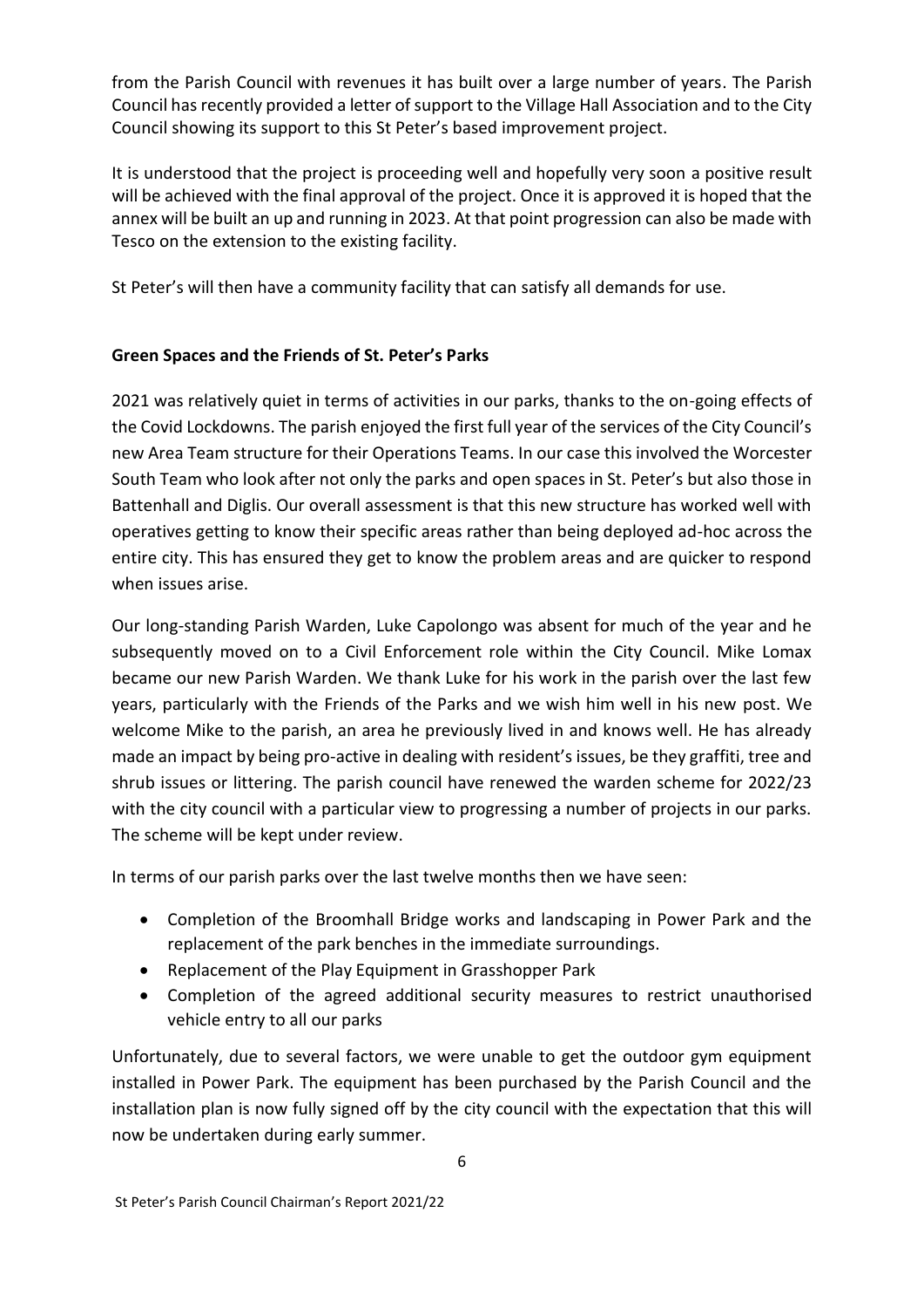from the Parish Council with revenues it has built over a large number of years. The Parish Council has recently provided a letter of support to the Village Hall Association and to the City Council showing its support to this St Peter's based improvement project.

It is understood that the project is proceeding well and hopefully very soon a positive result will be achieved with the final approval of the project. Once it is approved it is hoped that the annex will be built an up and running in 2023. At that point progression can also be made with Tesco on the extension to the existing facility.

St Peter's will then have a community facility that can satisfy all demands for use.

**Green Spaces and the Friends of St. Peter's Parks**

2021 was relatively quiet in terms of activities in our parks, thanks to the on-going effects of the Covid Lockdowns. The parish enjoyed the first full year of the services of the City Council's new Area Team structure for their Operations Teams. In our case this involved the Worcester South Team who look after not only the parks and open spaces in St. Peter's but also those in Battenhall and Diglis. Our overall assessment is that this new structure has worked well with operatives getting to know their specific areas rather than being deployed ad-hoc across the entire city. This has ensured they get to know the problem areas and are quicker to respond when issues arise.

Our long-standing Parish Warden, Luke Capolongo was absent for much of the year and he subsequently moved on to a Civil Enforcement role within the City Council. Mike Lomax became our new Parish Warden. We thank Luke for his work in the parish over the last few years, particularly with the Friends of the Parks and we wish him well in his new post. We welcome Mike to the parish, an area he previously lived in and knows well. He has already made an impact by being pro-active in dealing with resident's issues, be they graffiti, tree and shrub issues or littering. The parish council have renewed the warden scheme for 2022/23 with the city council with a particular view to progressing a number of projects in our parks. The scheme will be kept under review.

In terms of our parish parks over the last twelve months then we have seen:

- Completion of the Broomhall Bridge works and landscaping in Power Park and the replacement of the park benches in the immediate surroundings.
- Replacement of the Play Equipment in Grasshopper Park
- Completion of the agreed additional security measures to restrict unauthorised vehicle entry to all our parks

Unfortunately, due to several factors, we were unable to get the outdoor gym equipment installed in Power Park. The equipment has been purchased by the Parish Council and the installation plan is now fully signed off by the city council with the expectation that this will now be undertaken during early summer.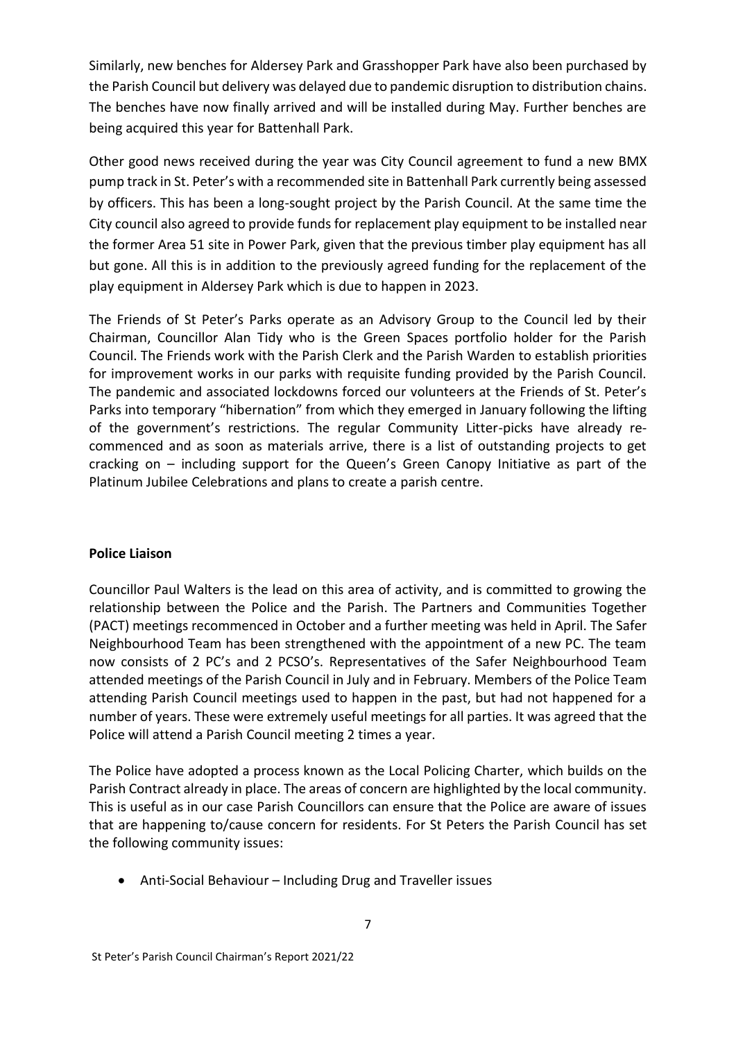Similarly, new benches for Aldersey Park and Grasshopper Park have also been purchased by the Parish Council but delivery was delayed due to pandemic disruption to distribution chains. The benches have now finally arrived and will be installed during May. Further benches are being acquired this year for Battenhall Park.

Other good news received during the year was City Council agreement to fund a new BMX pump track in St. Peter's with a recommended site in Battenhall Park currently being assessed by officers. This has been a long-sought project by the Parish Council. At the same time the City council also agreed to provide funds for replacement play equipment to be installed near the former Area 51 site in Power Park, given that the previous timber play equipment has all but gone. All this is in addition to the previously agreed funding for the replacement of the play equipment in Aldersey Park which is due to happen in 2023.

The Friends of St Peter's Parks operate as an Advisory Group to the Council led by their Chairman, Councillor Alan Tidy who is the Green Spaces portfolio holder for the Parish Council. The Friends work with the Parish Clerk and the Parish Warden to establish priorities for improvement works in our parks with requisite funding provided by the Parish Council. The pandemic and associated lockdowns forced our volunteers at the Friends of St. Peter's Parks into temporary "hibernation" from which they emerged in January following the lifting of the government's restrictions. The regular Community Litter-picks have already re-commenced and as soon as materials arrive, there is a list of outstanding projects to get cracking on – including support for the Queen's Green Canopy Initiative as part of the Platinum Jubilee Celebrations and plans to create a parish centre.

**Police Liaison**

Councillor Paul Walters is the lead on this area of activity, and is committed to growing the relationship between the Police and the Parish. The Partners and Communities Together (PACT) meetings recommenced in October and a further meeting was held in April. The Safer Neighbourhood Team has been strengthened with the appointment of a new PC. The team now consists of 2 PC's and 2 PCSO's. Representatives of the Safer Neighbourhood Team attended meetings of the Parish Council in July and in February. Members of the Police Team attending Parish Council meetings used to happen in the past, but had not happened for a number of years. These were extremely useful meetings for all parties. It was agreed that the Police will attend a Parish Council meeting 2 times a year.

The Police have adopted a process known as the Local Policing Charter, which builds on the Parish Contract already in place. The areas of concern are highlighted by the local community. This is useful as in our case Parish Councillors can ensure that the Police are aware of issues that are happening to/cause concern for residents. For St Peters the Parish Council has set the following community issues:

- Anti-Social Behaviour – Including Drug and Traveller issues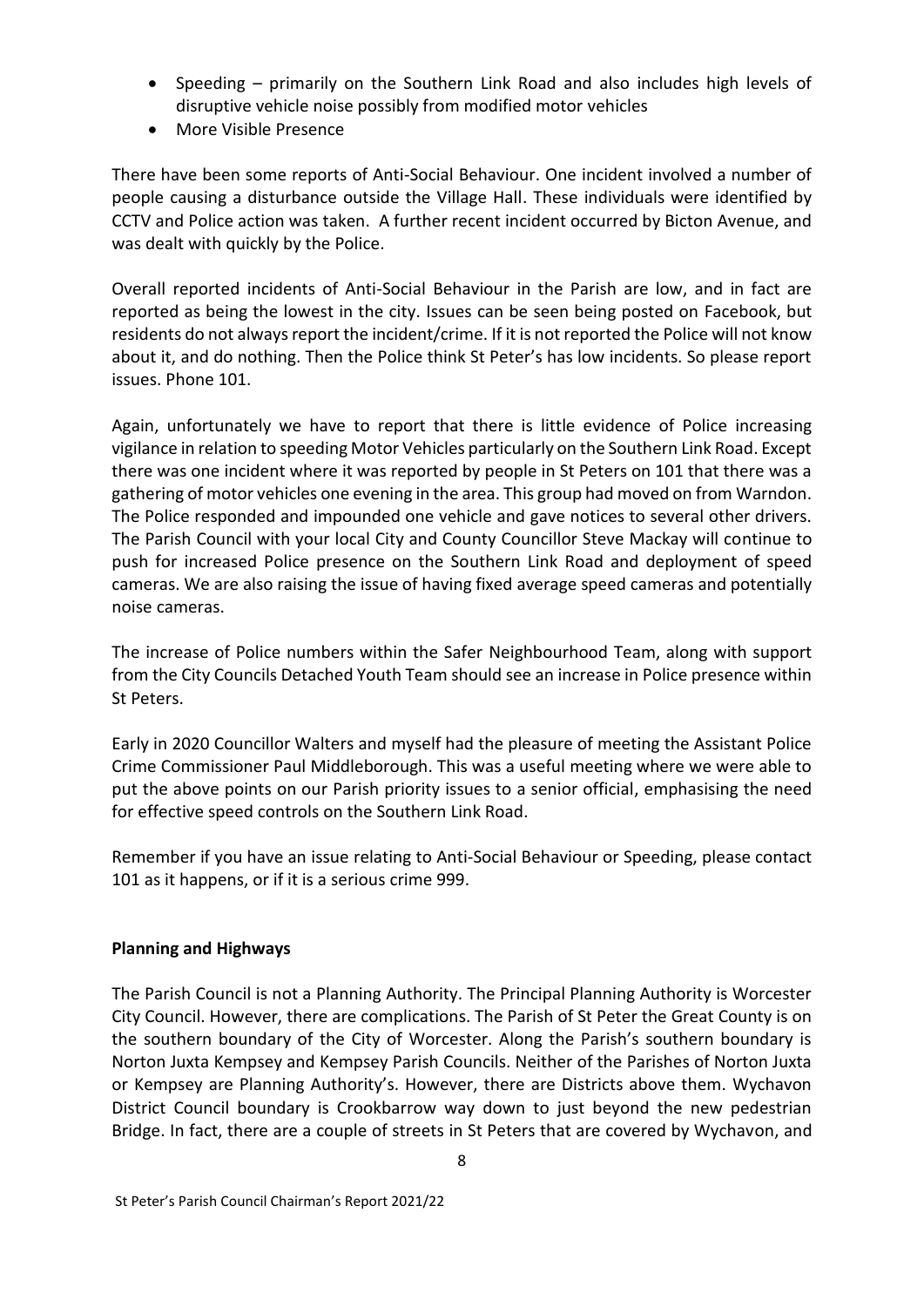- Speeding – primarily on the Southern Link Road and also includes high levels of disruptive vehicle noise possibly from modified motor vehicles
- More Visible Presence

There have been some reports of Anti-Social Behaviour. One incident involved a number of people causing a disturbance outside the Village Hall. These individuals were identified by CCTV and Police action was taken. A further recent incident occurred by Bicton Avenue, and was dealt with quickly by the Police.

Overall reported incidents of Anti-Social Behaviour in the Parish are low, and in fact are reported as being the lowest in the city. Issues can be seen being posted on Facebook, but residents do not always report the incident/crime. If it is not reported the Police will not know about it, and do nothing. Then the Police think St Peter's has low incidents. So please report issues. Phone 101.

Again, unfortunately we have to report that there is little evidence of Police increasing vigilance in relation to speeding Motor Vehicles particularly on the Southern Link Road. Except there was one incident where it was reported by people in St Peters on 101 that there was a gathering of motor vehicles one evening in the area. This group had moved on from Warndon. The Police responded and impounded one vehicle and gave notices to several other drivers. The Parish Council with your local City and County Councillor Steve Mackay will continue to push for increased Police presence on the Southern Link Road and deployment of speed cameras. We are also raising the issue of having fixed average speed cameras and potentially noise cameras.

The increase of Police numbers within the Safer Neighbourhood Team, along with support from the City Councils Detached Youth Team should see an increase in Police presence within St Peters.

Early in 2020 Councillor Walters and myself had the pleasure of meeting the Assistant Police Crime Commissioner Paul Middleborough. This was a useful meeting where we were able to put the above points on our Parish priority issues to a senior official, emphasising the need for effective speed controls on the Southern Link Road.

Remember if you have an issue relating to Anti-Social Behaviour or Speeding, please contact 101 as it happens, or if it is a serious crime 999.

**Planning and Highways**

The Parish Council is not a Planning Authority. The Principal Planning Authority is Worcester City Council. However, there are complications. The Parish of St Peter the Great County is on the southern boundary of the City of Worcester. Along the Parish's southern boundary is Norton Juxta Kempsey and Kempsey Parish Councils. Neither of the Parishes of Norton Juxta or Kempsey are Planning Authority's. However, there are Districts above them. Wychavon District Council boundary is Crookbarrow way down to just beyond the new pedestrian Bridge. In fact, there are a couple of streets in St Peters that are covered by Wychavon, and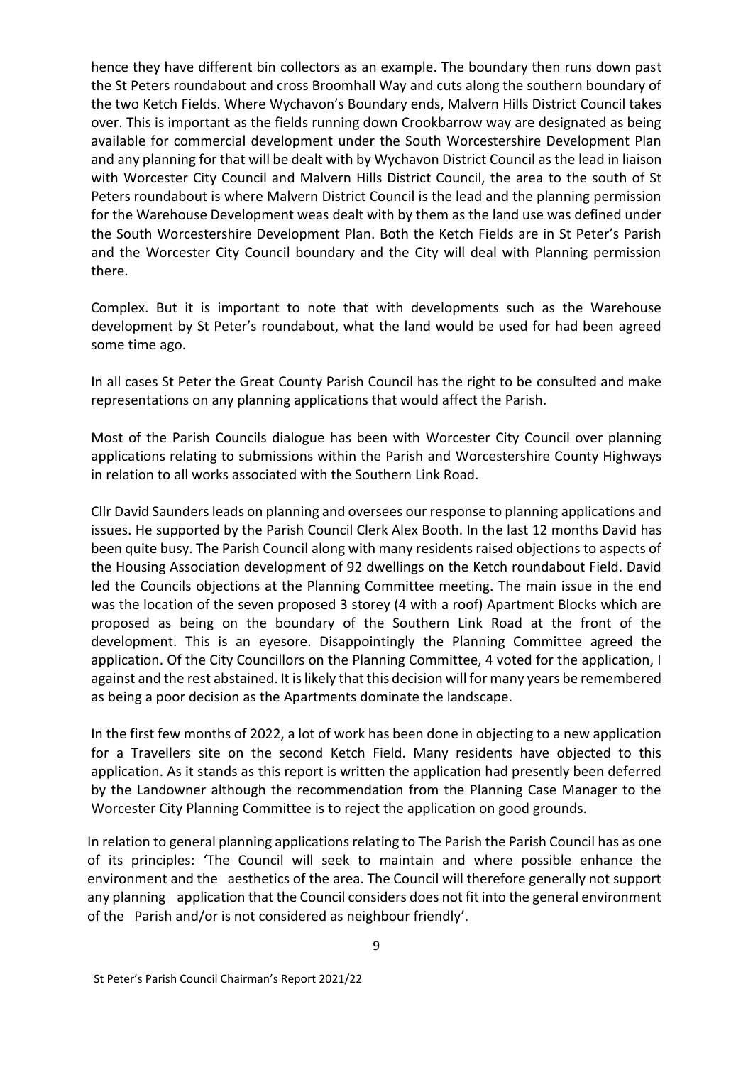hence they have different bin collectors as an example. The boundary then runs down past the St Peters roundabout and cross Broomhall Way and cuts along the southern boundary of the two Ketch Fields. Where Wychavon's Boundary ends, Malvern Hills District Council takes over. This is important as the fields running down Crookbarrow way are designated as being available for commercial development under the South Worcestershire Development Plan and any planning for that will be dealt with by Wychavon District Council as the lead in liaison with Worcester City Council and Malvern Hills District Council, the area to the south of St Peters roundabout is where Malvern District Council is the lead and the planning permission for the Warehouse Development weas dealt with by them as the land use was defined under the South Worcestershire Development Plan. Both the Ketch Fields are in St Peter's Parish and the Worcester City Council boundary and the City will deal with Planning permission there.

Complex. But it is important to note that with developments such as the Warehouse development by St Peter's roundabout, what the land would be used for had been agreed some time ago.

In all cases St Peter the Great County Parish Council has the right to be consulted and make representations on any planning applications that would affect the Parish.

Most of the Parish Councils dialogue has been with Worcester City Council over planning applications relating to submissions within the Parish and Worcestershire County Highways in relation to all works associated with the Southern Link Road.

Cllr David Saunders leads on planning and oversees our response to planning applications and issues. He supported by the Parish Council Clerk Alex Booth. In the last 12 months David has been quite busy. The Parish Council along with many residents raised objections to aspects of the Housing Association development of 92 dwellings on the Ketch roundabout Field. David led the Councils objections at the Planning Committee meeting. The main issue in the end was the location of the seven proposed 3 storey (4 with a roof) Apartment Blocks which are proposed as being on the boundary of the Southern Link Road at the front of the development. This is an eyesore. Disappointingly the Planning Committee agreed the application. Of the City Councillors on the Planning Committee, 4 voted for the application, I against and the rest abstained. It is likely that this decision will for many years be remembered as being a poor decision as the Apartments dominate the landscape.

In the first few months of 2022, a lot of work has been done in objecting to a new application for a Travellers site on the second Ketch Field. Many residents have objected to this application. As it stands as this report is written the application had presently been deferred by the Landowner although the recommendation from the Planning Case Manager to the Worcester City Planning Committee is to reject the application on good grounds.

In relation to general planning applications relating to The Parish the Parish Council has as one of its principles: 'The Council will seek to maintain and where possible enhance the environment and the aesthetics of the area. The Council will therefore generally not support any planning application that the Council considers does not fit into the general environment of the Parish and/or is not considered as neighbour friendly'.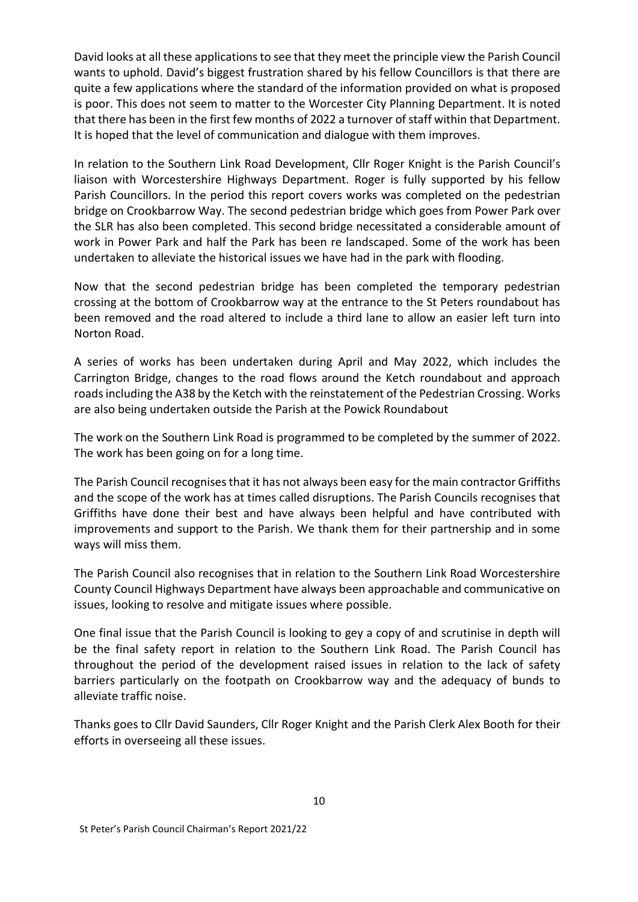David looks at all these applications to see that they meet the principle view the Parish Council wants to uphold. David's biggest frustration shared by his fellow Councillors is that there are quite a few applications where the standard of the information provided on what is proposed is poor. This does not seem to matter to the Worcester City Planning Department. It is noted that there has been in the first few months of 2022 a turnover of staff within that Department. It is hoped that the level of communication and dialogue with them improves.

In relation to the Southern Link Road Development, Cllr Roger Knight is the Parish Council's liaison with Worcestershire Highways Department. Roger is fully supported by his fellow Parish Councillors. In the period this report covers works was completed on the pedestrian bridge on Crookbarrow Way. The second pedestrian bridge which goes from Power Park over the SLR has also been completed. This second bridge necessitated a considerable amount of work in Power Park and half the Park has been re landscaped. Some of the work has been undertaken to alleviate the historical issues we have had in the park with flooding.

Now that the second pedestrian bridge has been completed the temporary pedestrian crossing at the bottom of Crookbarrow way at the entrance to the St Peters roundabout has been removed and the road altered to include a third lane to allow an easier left turn into Norton Road.

A series of works has been undertaken during April and May 2022, which includes the Carrington Bridge, changes to the road flows around the Ketch roundabout and approach roads including the A38 by the Ketch with the reinstatement of the Pedestrian Crossing. Works are also being undertaken outside the Parish at the Powick Roundabout

The work on the Southern Link Road is programmed to be completed by the summer of 2022. The work has been going on for a long time.

The Parish Council recognises that it has not always been easy for the main contractor Griffiths and the scope of the work has at times called disruptions. The Parish Councils recognises that Griffiths have done their best and have always been helpful and have contributed with improvements and support to the Parish. We thank them for their partnership and in some ways will miss them.

The Parish Council also recognises that in relation to the Southern Link Road Worcestershire County Council Highways Department have always been approachable and communicative on issues, looking to resolve and mitigate issues where possible.

One final issue that the Parish Council is looking to gey a copy of and scrutinise in depth will be the final safety report in relation to the Southern Link Road. The Parish Council has throughout the period of the development raised issues in relation to the lack of safety barriers particularly on the footpath on Crookbarrow way and the adequacy of bunds to alleviate traffic noise.

Thanks goes to Cllr David Saunders, Cllr Roger Knight and the Parish Clerk Alex Booth for their efforts in overseeing all these issues.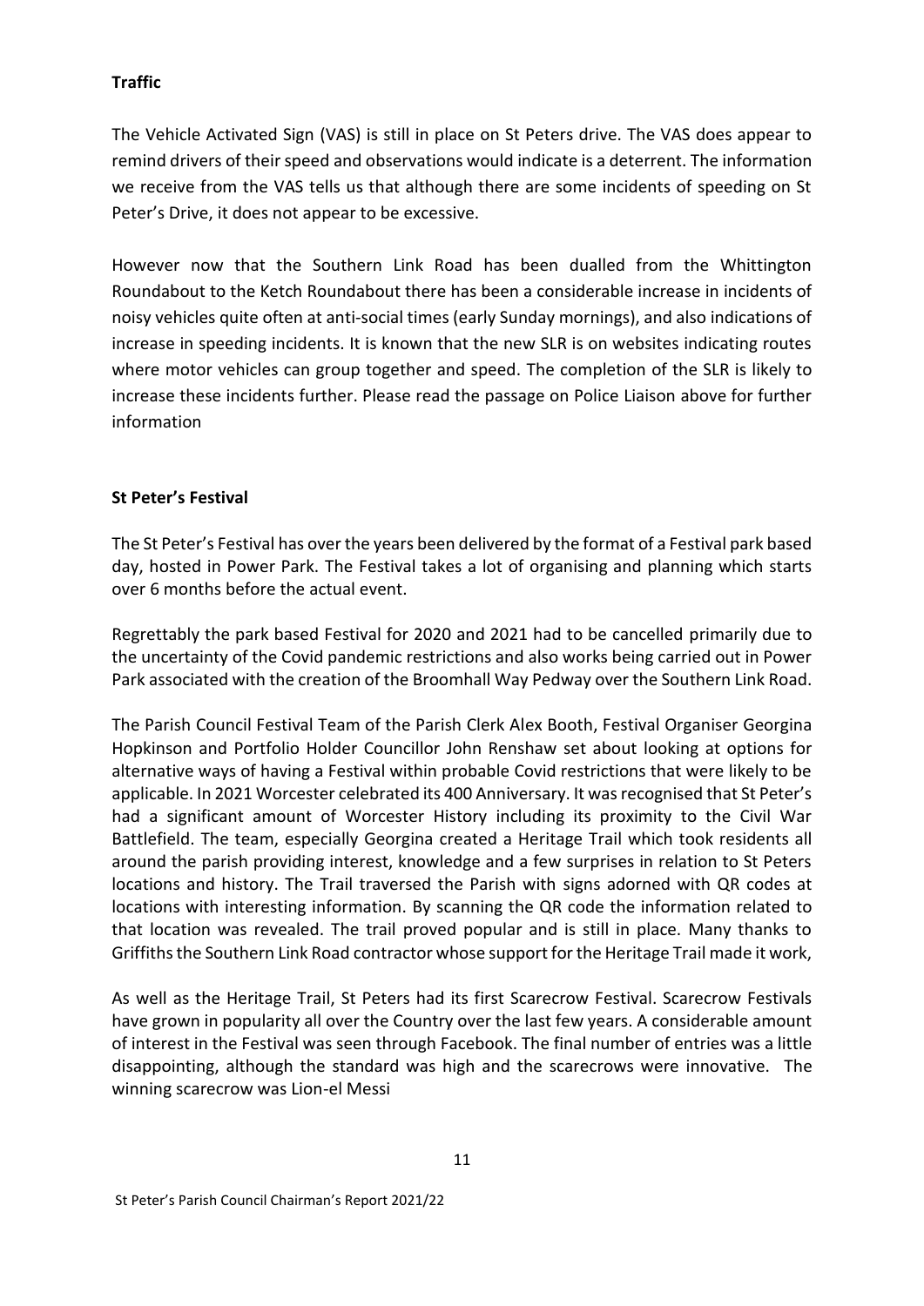**Traffic**

The Vehicle Activated Sign (VAS) is still in place on St Peters drive. The VAS does appear to remind drivers of their speed and observations would indicate is a deterrent. The information we receive from the VAS tells us that although there are some incidents of speeding on St Peter's Drive, it does not appear to be excessive.

However now that the Southern Link Road has been dualled from the Whittington Roundabout to the Ketch Roundabout there has been a considerable increase in incidents of noisy vehicles quite often at anti-social times (early Sunday mornings), and also indications of increase in speeding incidents. It is known that the new SLR is on websites indicating routes where motor vehicles can group together and speed. The completion of the SLR is likely to increase these incidents further. Please read the passage on Police Liaison above for further information

**St Peter's Festival**

The St Peter's Festival has over the years been delivered by the format of a Festival park based day, hosted in Power Park. The Festival takes a lot of organising and planning which starts over 6 months before the actual event.

Regrettably the park based Festival for 2020 and 2021 had to be cancelled primarily due to the uncertainty of the Covid pandemic restrictions and also works being carried out in Power Park associated with the creation of the Broomhall Way Pedway over the Southern Link Road.

The Parish Council Festival Team of the Parish Clerk Alex Booth, Festival Organiser Georgina Hopkinson and Portfolio Holder Councillor John Renshaw set about looking at options for alternative ways of having a Festival within probable Covid restrictions that were likely to be applicable. In 2021 Worcester celebrated its 400 Anniversary. It was recognised that St Peter's had a significant amount of Worcester History including its proximity to the Civil War Battlefield. The team, especially Georgina created a Heritage Trail which took residents all around the parish providing interest, knowledge and a few surprises in relation to St Peters locations and history. The Trail traversed the Parish with signs adorned with QR codes at locations with interesting information. By scanning the QR code the information related to that location was revealed. The trail proved popular and is still in place. Many thanks to Griffiths the Southern Link Road contractor whose support for the Heritage Trail made it work,

As well as the Heritage Trail, St Peters had its first Scarecrow Festival. Scarecrow Festivals have grown in popularity all over the Country over the last few years. A considerable amount of interest in the Festival was seen through Facebook. The final number of entries was a little disappointing, although the standard was high and the scarecrows were innovative. The winning scarecrow was Lion-el Messi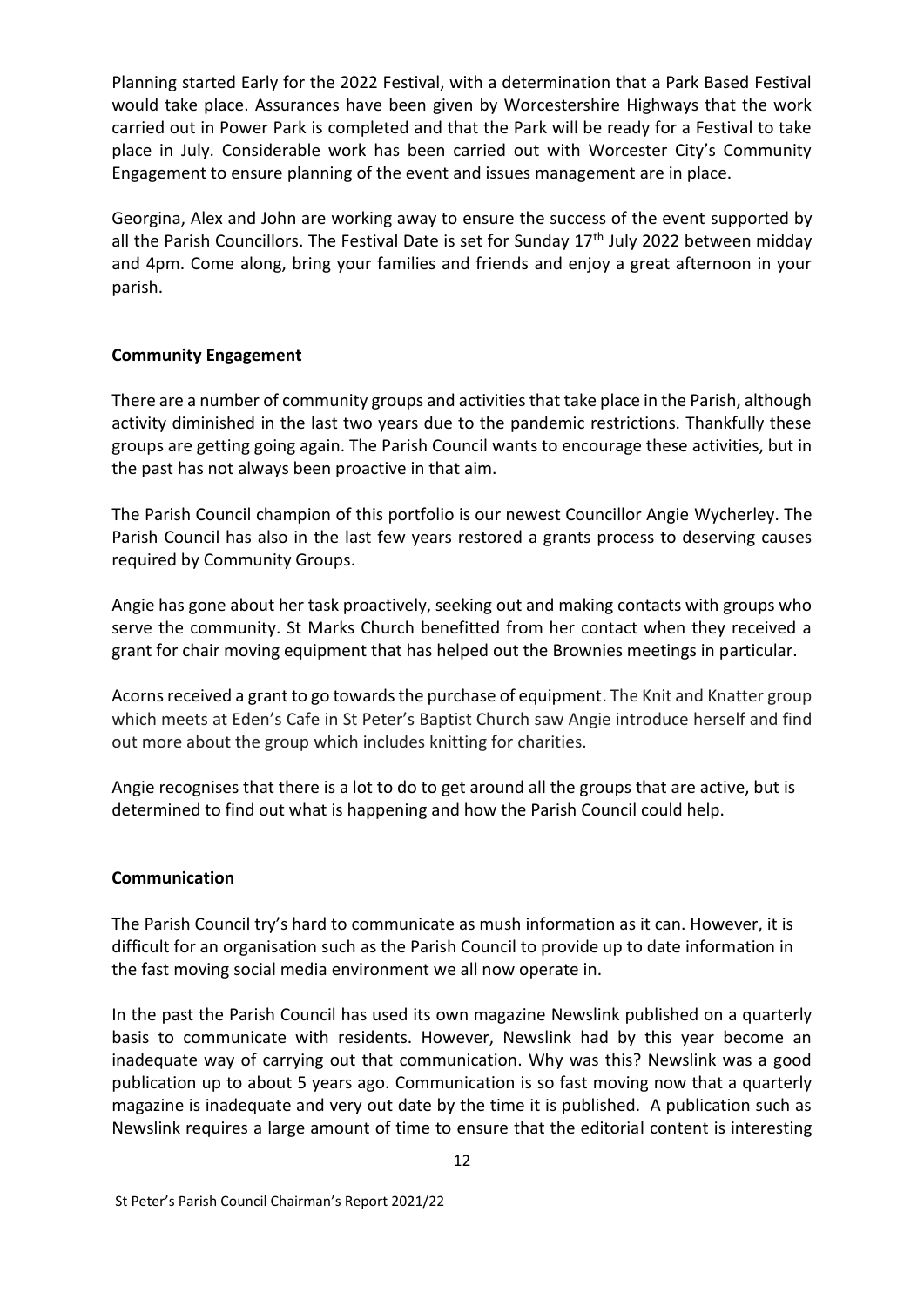Planning started Early for the 2022 Festival, with a determination that a Park Based Festival would take place. Assurances have been given by Worcestershire Highways that the work carried out in Power Park is completed and that the Park will be ready for a Festival to take place in July. Considerable work has been carried out with Worcester City's Community Engagement to ensure planning of the event and issues management are in place.

Georgina, Alex and John are working away to ensure the success of the event supported by all the Parish Councillors. The Festival Date is set for Sunday 17th July 2022 between midday and 4pm. Come along, bring your families and friends and enjoy a great afternoon in your parish.

**Community Engagement**

There are a number of community groups and activities that take place in the Parish, although activity diminished in the last two years due to the pandemic restrictions. Thankfully these groups are getting going again. The Parish Council wants to encourage these activities, but in the past has not always been proactive in that aim.

The Parish Council champion of this portfolio is our newest Councillor Angie Wycherley. The Parish Council has also in the last few years restored a grants process to deserving causes required by Community Groups.

Angie has gone about her task proactively, seeking out and making contacts with groups who serve the community. St Marks Church benefitted from her contact when they received a grant for chair moving equipment that has helped out the Brownies meetings in particular.

Acorns received a grant to go towards the purchase of equipment. The Knit and Knatter group which meets at Eden's Cafe in St Peter's Baptist Church saw Angie introduce herself and find out more about the group which includes knitting for charities.

Angie recognises that there is a lot to do to get around all the groups that are active, but is determined to find out what is happening and how the Parish Council could help.

**Communication**

The Parish Council try's hard to communicate as mush information as it can. However, it is difficult for an organisation such as the Parish Council to provide up to date information in the fast moving social media environment we all now operate in.

In the past the Parish Council has used its own magazine Newslink published on a quarterly basis to communicate with residents. However, Newslink had by this year become an inadequate way of carrying out that communication. Why was this? Newslink was a good publication up to about 5 years ago. Communication is so fast moving now that a quarterly magazine is inadequate and very out date by the time it is published. A publication such as Newslink requires a large amount of time to ensure that the editorial content is interesting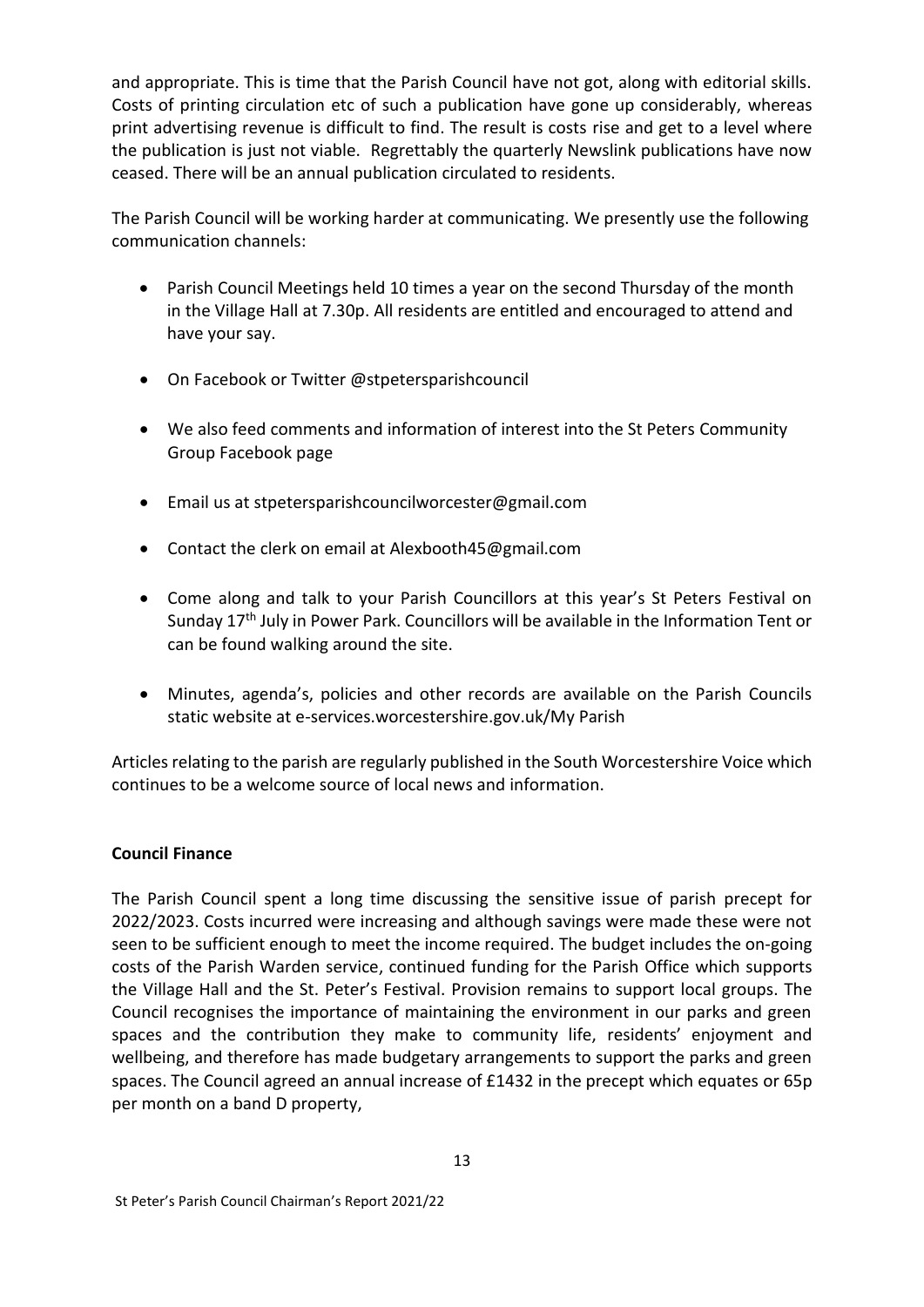and appropriate. This is time that the Parish Council have not got, along with editorial skills. Costs of printing circulation etc of such a publication have gone up considerably, whereas print advertising revenue is difficult to find. The result is costs rise and get to a level where the publication is just not viable. Regrettably the quarterly Newslink publications have now ceased. There will be an annual publication circulated to residents.

The Parish Council will be working harder at communicating. We presently use the following communication channels:

- Parish Council Meetings held 10 times a year on the second Thursday of the month in the Village Hall at 7.30p. All residents are entitled and encouraged to attend and have your say.
- On Facebook or Twitter @stpetersparishcouncil
- We also feed comments and information of interest into the St Peters Community Group Facebook page
- Email us at stpetersparishcouncilworcester@gmail.com
- Contact the clerk on email at Alexbooth45@gmail.com
- Come along and talk to your Parish Councillors at this year's St Peters Festival on Sunday 17th July in Power Park. Councillors will be available in the Information Tent or can be found walking around the site.
- Minutes, agenda's, policies and other records are available on the Parish Councils static website at e-services.worcestershire.gov.uk/My Parish

Articles relating to the parish are regularly published in the South Worcestershire Voice which continues to be a welcome source of local news and information.

**Council Finance**

The Parish Council spent a long time discussing the sensitive issue of parish precept for 2022/2023. Costs incurred were increasing and although savings were made these were not seen to be sufficient enough to meet the income required. The budget includes the on-going costs of the Parish Warden service, continued funding for the Parish Office which supports the Village Hall and the St. Peter's Festival. Provision remains to support local groups. The Council recognises the importance of maintaining the environment in our parks and green spaces and the contribution they make to community life, residents' enjoyment and wellbeing, and therefore has made budgetary arrangements to support the parks and green spaces. The Council agreed an annual increase of £1432 in the precept which equates or 65p per month on a band D property,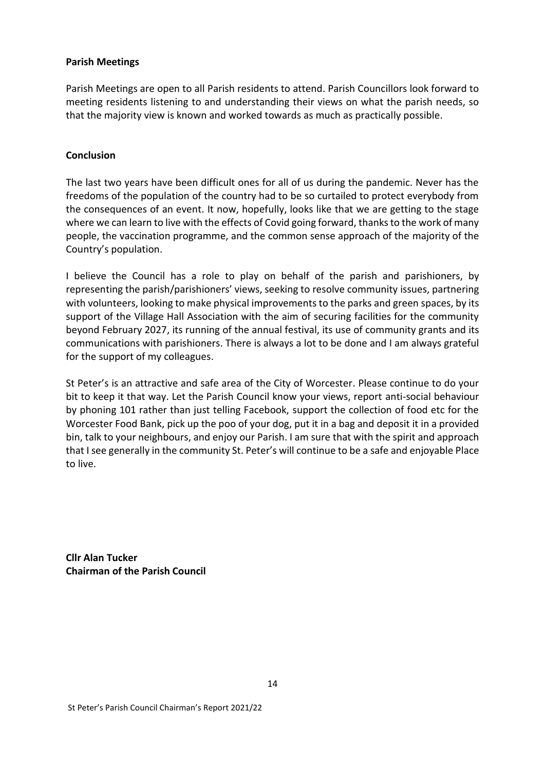**Parish Meetings**

Parish Meetings are open to all Parish residents to attend. Parish Councillors look forward to meeting residents listening to and understanding their views on what the parish needs, so that the majority view is known and worked towards as much as practically possible.

**Conclusion**

The last two years have been difficult ones for all of us during the pandemic. Never has the freedoms of the population of the country had to be so curtailed to protect everybody from the consequences of an event. It now, hopefully, looks like that we are getting to the stage where we can learn to live with the effects of Covid going forward, thanks to the work of many people, the vaccination programme, and the common sense approach of the majority of the Country's population.

I believe the Council has a role to play on behalf of the parish and parishioners, by representing the parish/parishioners' views, seeking to resolve community issues, partnering with volunteers, looking to make physical improvements to the parks and green spaces, by its support of the Village Hall Association with the aim of securing facilities for the community beyond February 2027, its running of the annual festival, its use of community grants and its communications with parishioners. There is always a lot to be done and I am always grateful for the support of my colleagues.

St Peter's is an attractive and safe area of the City of Worcester. Please continue to do your bit to keep it that way. Let the Parish Council know your views, report anti-social behaviour by phoning 101 rather than just telling Facebook, support the collection of food etc for the Worcester Food Bank, pick up the poo of your dog, put it in a bag and deposit it in a provided bin, talk to your neighbours, and enjoy our Parish. I am sure that with the spirit and approach that I see generally in the community St. Peter's will continue to be a safe and enjoyable Place to live.

**Cllr Alan Tucker**
**Chairman of the Parish Council**